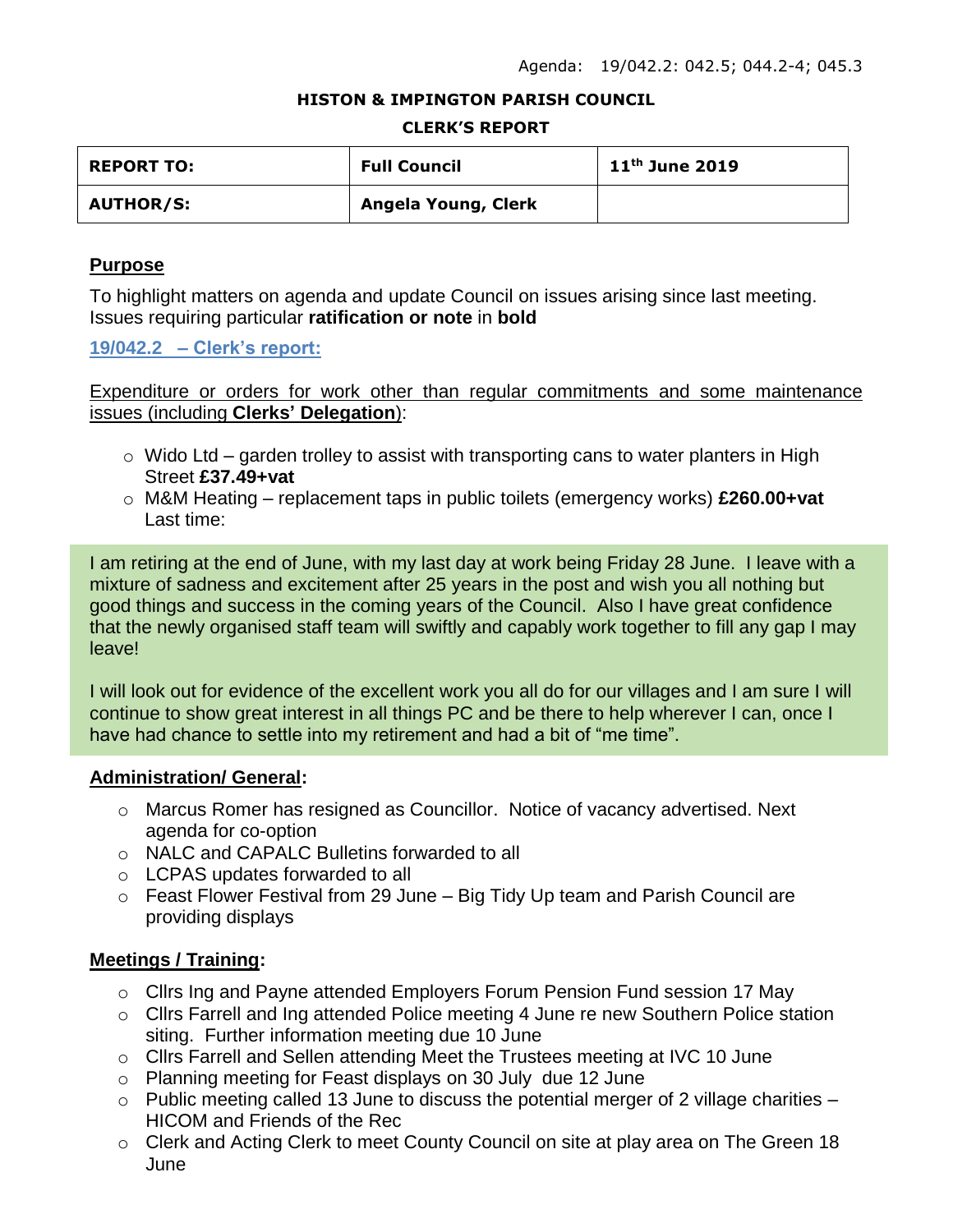Agenda: 19/042.2: 042.5; 044.2-4; 045.3

**HISTON & IMPINGTON PARISH COUNCIL**

**CLERK'S REPORT**

| **REPORT TO:** | **Full Council** | **11th June 2019** |
| --- | --- | --- |
| **AUTHOR/S:** | **Angela Young, Clerk** | |

## Purpose

To highlight matters on agenda and update Council on issues arising since last meeting. Issues requiring particular **ratification or note** in **bold**

### 19/042.2 – Clerk's report:

Expenditure or orders for work other than regular commitments and some maintenance issues (including **Clerks' Delegation**):

- Wido Ltd – garden trolley to assist with transporting cans to water planters in High Street **£37.49+vat**
- M&M Heating – replacement taps in public toilets (emergency works) **£260.00+vat**
  Last time:

I am retiring at the end of June, with my last day at work being Friday 28 June. I leave with a mixture of sadness and excitement after 25 years in the post and wish you all nothing but good things and success in the coming years of the Council. Also I have great confidence that the newly organised staff team will swiftly and capably work together to fill any gap I may leave!

I will look out for evidence of the excellent work you all do for our villages and I am sure I will continue to show great interest in all things PC and be there to help wherever I can, once I have had chance to settle into my retirement and had a bit of "me time".

**Administration/ General:**

- Marcus Romer has resigned as Councillor. Notice of vacancy advertised. Next agenda for co-option
- NALC and CAPALC Bulletins forwarded to all
- LCPAS updates forwarded to all
- Feast Flower Festival from 29 June – Big Tidy Up team and Parish Council are providing displays

**Meetings / Training:**

- Cllrs Ing and Payne attended Employers Forum Pension Fund session 17 May
- Cllrs Farrell and Ing attended Police meeting 4 June re new Southern Police station siting. Further information meeting due 10 June
- Cllrs Farrell and Sellen attending Meet the Trustees meeting at IVC 10 June
- Planning meeting for Feast displays on 30 July due 12 June
- Public meeting called 13 June to discuss the potential merger of 2 village charities – HICOM and Friends of the Rec
- Clerk and Acting Clerk to meet County Council on site at play area on The Green 18 June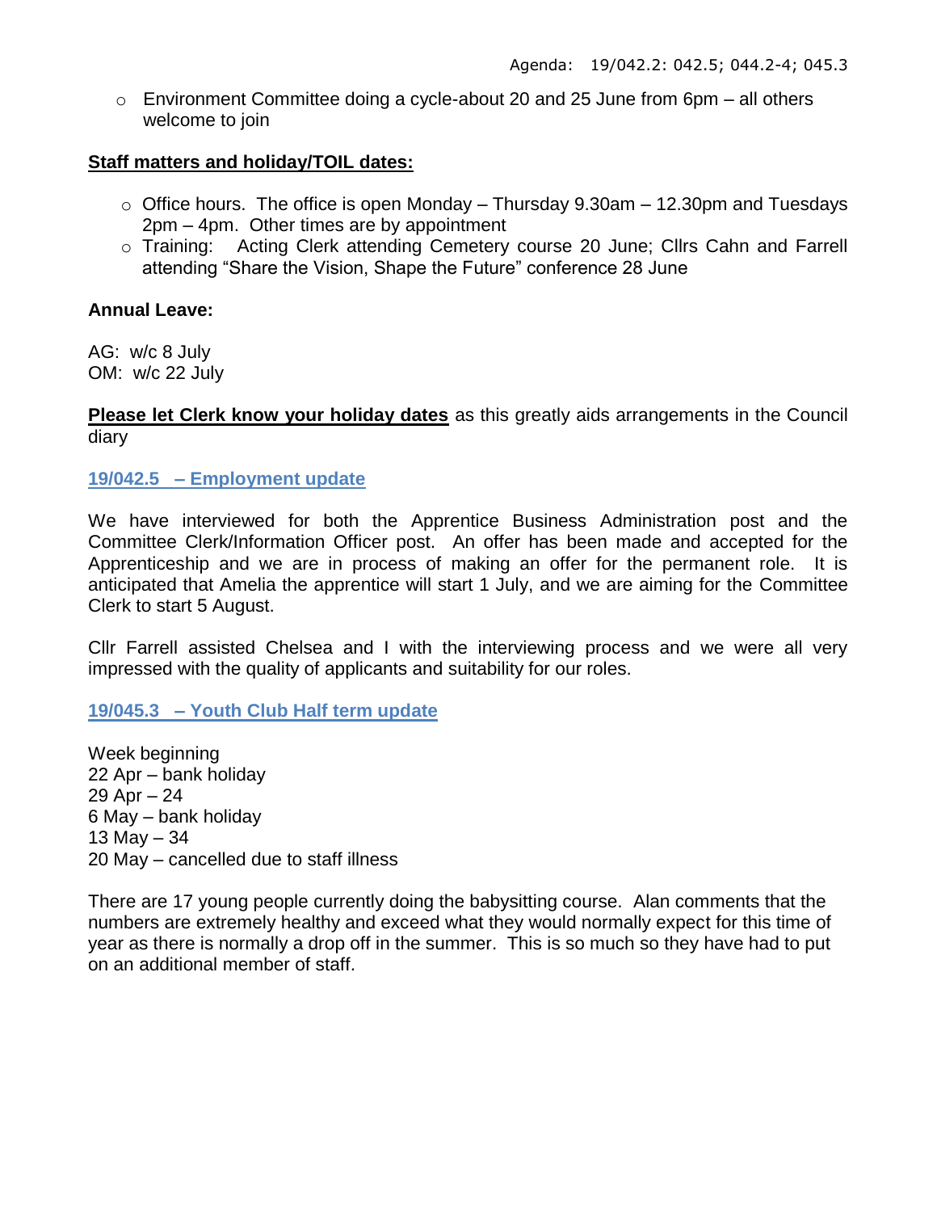Agenda: 19/042.2: 042.5; 044.2-4; 045.3

- Environment Committee doing a cycle-about 20 and 25 June from 6pm – all others welcome to join

**Staff matters and holiday/TOIL dates:**

- Office hours. The office is open Monday – Thursday 9.30am – 12.30pm and Tuesdays 2pm – 4pm. Other times are by appointment
- Training: Acting Clerk attending Cemetery course 20 June; Cllrs Cahn and Farrell attending "Share the Vision, Shape the Future" conference 28 June

**Annual Leave:**

AG: w/c 8 July
OM: w/c 22 July

**Please let Clerk know your holiday dates** as this greatly aids arrangements in the Council diary

## 19/042.5 – Employment update

We have interviewed for both the Apprentice Business Administration post and the Committee Clerk/Information Officer post. An offer has been made and accepted for the Apprenticeship and we are in process of making an offer for the permanent role. It is anticipated that Amelia the apprentice will start 1 July, and we are aiming for the Committee Clerk to start 5 August.

Cllr Farrell assisted Chelsea and I with the interviewing process and we were all very impressed with the quality of applicants and suitability for our roles.

## 19/045.3 – Youth Club Half term update

Week beginning
22 Apr – bank holiday
29 Apr – 24
6 May – bank holiday
13 May – 34
20 May – cancelled due to staff illness

There are 17 young people currently doing the babysitting course. Alan comments that the numbers are extremely healthy and exceed what they would normally expect for this time of year as there is normally a drop off in the summer. This is so much so they have had to put on an additional member of staff.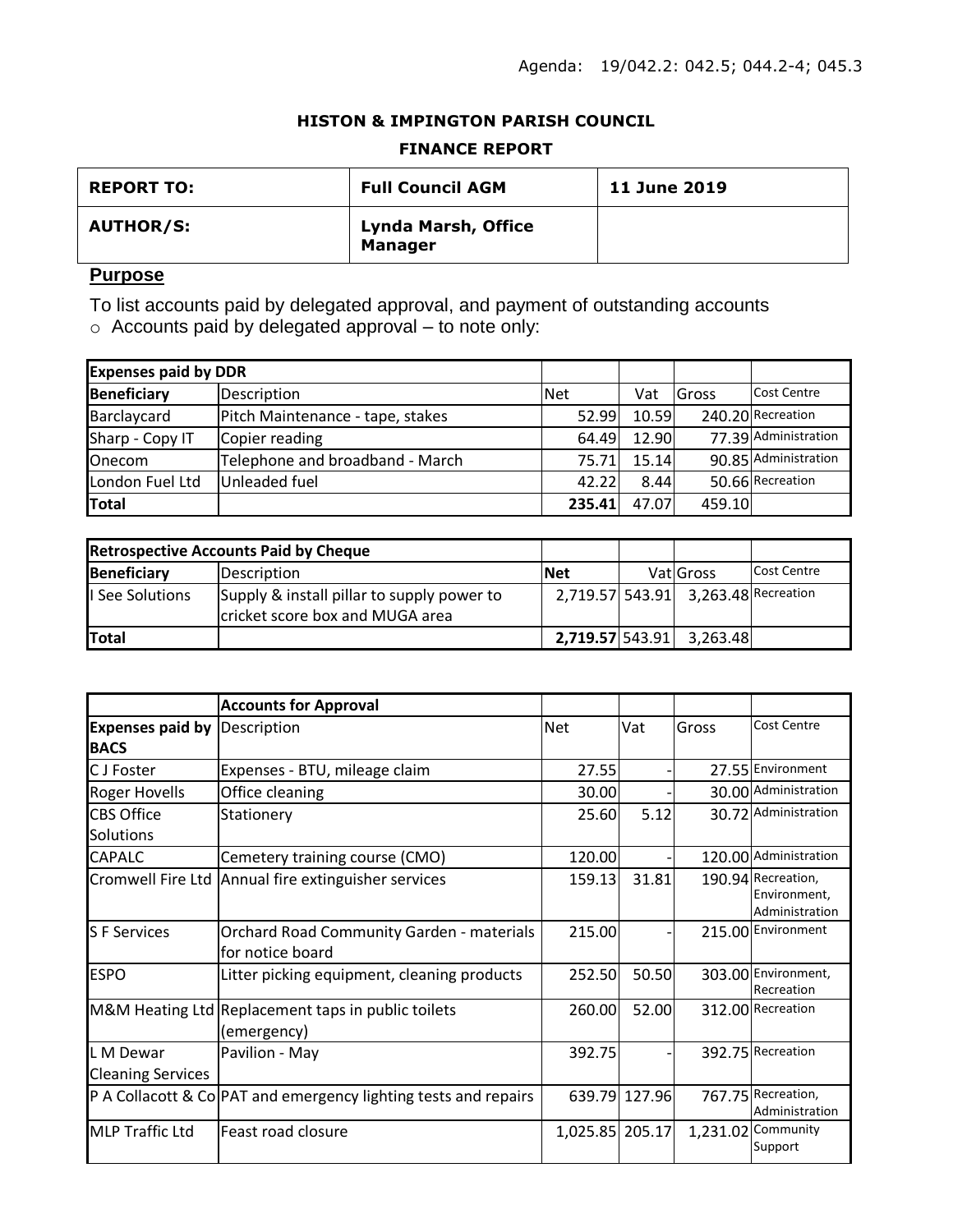Agenda: 19/042.2: 042.5; 044.2-4; 045.3

**HISTON & IMPINGTON PARISH COUNCIL**

**FINANCE REPORT**

| **REPORT TO:** | **Full Council AGM** | **11 June 2019** |
|---|---|---|
| **AUTHOR/S:** | **Lynda Marsh, Office Manager** | |

## Purpose

To list accounts paid by delegated approval, and payment of outstanding accounts

- Accounts paid by delegated approval – to note only:

| **Expenses paid by DDR** | | | | | |
|---|---|---|---|---|---|
| **Beneficiary** | Description | Net | Vat | Gross | Cost Centre |
| Barclaycard | Pitch Maintenance - tape, stakes | 52.99 | 10.59 | 240.20 | Recreation |
| Sharp - Copy IT | Copier reading | 64.49 | 12.90 | 77.39 | Administration |
| Onecom | Telephone and broadband - March | 75.71 | 15.14 | 90.85 | Administration |
| London Fuel Ltd | Unleaded fuel | 42.22 | 8.44 | 50.66 | Recreation |
| **Total** | | **235.41** | 47.07 | 459.10 | |

| **Retrospective Accounts Paid by Cheque** | | | | | |
|---|---|---|---|---|---|
| **Beneficiary** | Description | **Net** | Vat | Gross | Cost Centre |
| I See Solutions | Supply & install pillar to supply power to cricket score box and MUGA area | 2,719.57 | 543.91 | 3,263.48 | Recreation |
| **Total** | | **2,719.57** | 543.91 | 3,263.48 | |

| | **Accounts for Approval** | | | | |
|---|---|---|---|---|---|
| **Expenses paid by BACS** | Description | Net | Vat | Gross | Cost Centre |
| C J Foster | Expenses - BTU, mileage claim | 27.55 | - | 27.55 | Environment |
| Roger Hovells | Office cleaning | 30.00 | - | 30.00 | Administration |
| CBS Office Solutions | Stationery | 25.60 | 5.12 | 30.72 | Administration |
| CAPALC | Cemetery training course (CMO) | 120.00 | - | 120.00 | Administration |
| Cromwell Fire Ltd | Annual fire extinguisher services | 159.13 | 31.81 | 190.94 | Recreation, Environment, Administration |
| S F Services | Orchard Road Community Garden - materials for notice board | 215.00 | - | 215.00 | Environment |
| ESPO | Litter picking equipment, cleaning products | 252.50 | 50.50 | 303.00 | Environment, Recreation |
| M&M Heating Ltd | Replacement taps in public toilets (emergency) | 260.00 | 52.00 | 312.00 | Recreation |
| L M Dewar Cleaning Services | Pavilion - May | 392.75 | - | 392.75 | Recreation |
| P A Collacott & Co | PAT and emergency lighting tests and repairs | 639.79 | 127.96 | 767.75 | Recreation, Administration |
| MLP Traffic Ltd | Feast road closure | 1,025.85 | 205.17 | 1,231.02 | Community Support |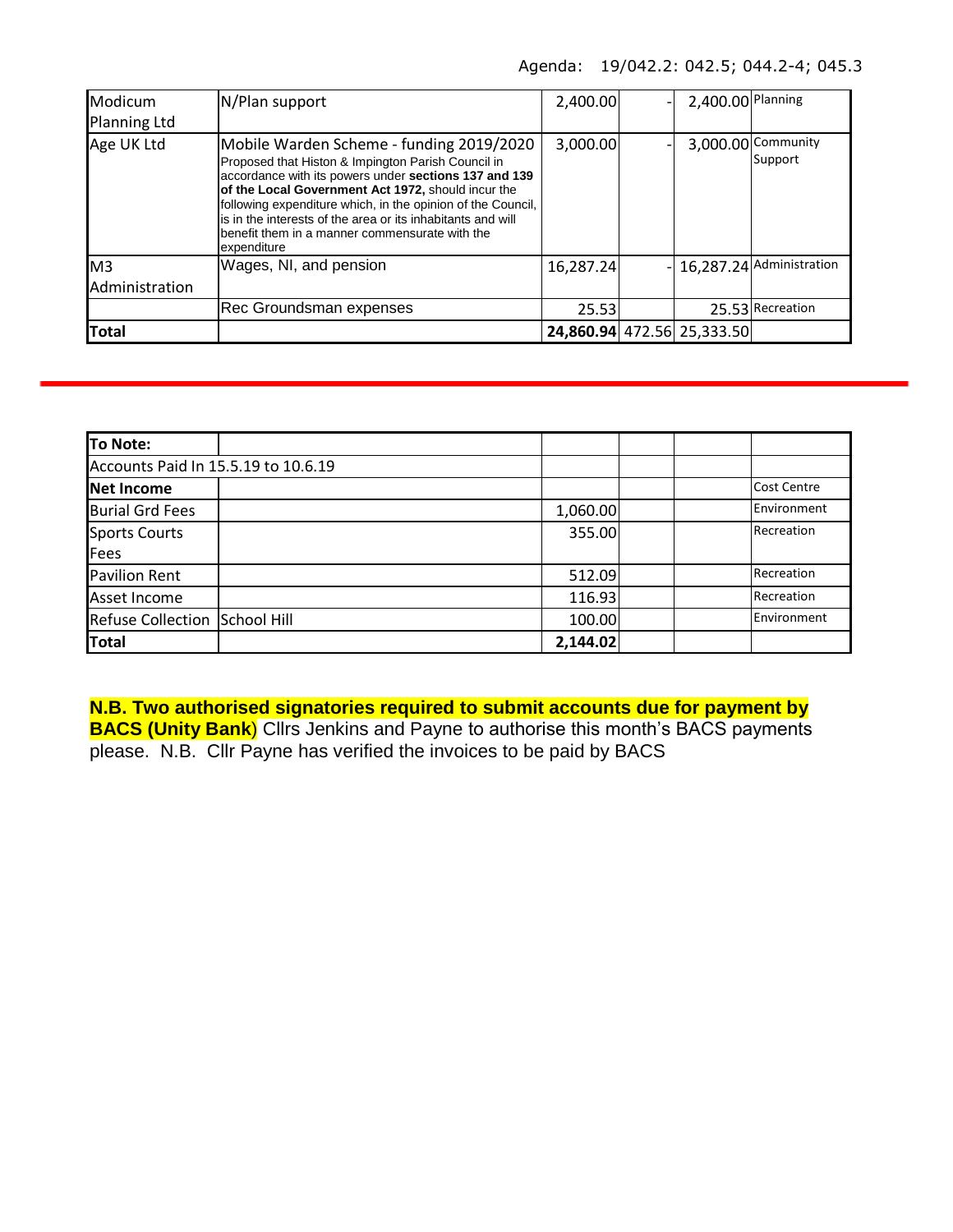Agenda: 19/042.2: 042.5; 044.2-4; 045.3

| | | | | | |
|---|---|---|---|---|---|
| Modicum Planning Ltd | N/Plan support | 2,400.00 | - | 2,400.00 | Planning |
| Age UK Ltd | Mobile Warden Scheme - funding 2019/2020 Proposed that Histon & Impington Parish Council in accordance with its powers under **sections 137 and 139 of the Local Government Act 1972,** should incur the following expenditure which, in the opinion of the Council, is in the interests of the area or its inhabitants and will benefit them in a manner commensurate with the expenditure | 3,000.00 | - | 3,000.00 | Community Support |
| M3 Administration | Wages, NI, and pension | 16,287.24 | - | 16,287.24 | Administration |
| | Rec Groundsman expenses | 25.53 | | 25.53 | Recreation |
| **Total** | | **24,860.94** | 472.56 | 25,333.50 | |

| | | | | | |
|---|---|---|---|---|---|
| **To Note:** | | | | | |
| Accounts Paid In 15.5.19 to 10.6.19 | | | | | |
| **Net Income** | | | | | Cost Centre |
| Burial Grd Fees | | 1,060.00 | | | Environment |
| Sports Courts Fees | | 355.00 | | | Recreation |
| Pavilion Rent | | 512.09 | | | Recreation |
| Asset Income | | 116.93 | | | Recreation |
| Refuse Collection | School Hill | 100.00 | | | Environment |
| **Total** | | **2,144.02** | | | |

**N.B. Two authorised signatories required to submit accounts due for payment by BACS (Unity Bank**) Cllrs Jenkins and Payne to authorise this month's BACS payments please. N.B. Cllr Payne has verified the invoices to be paid by BACS